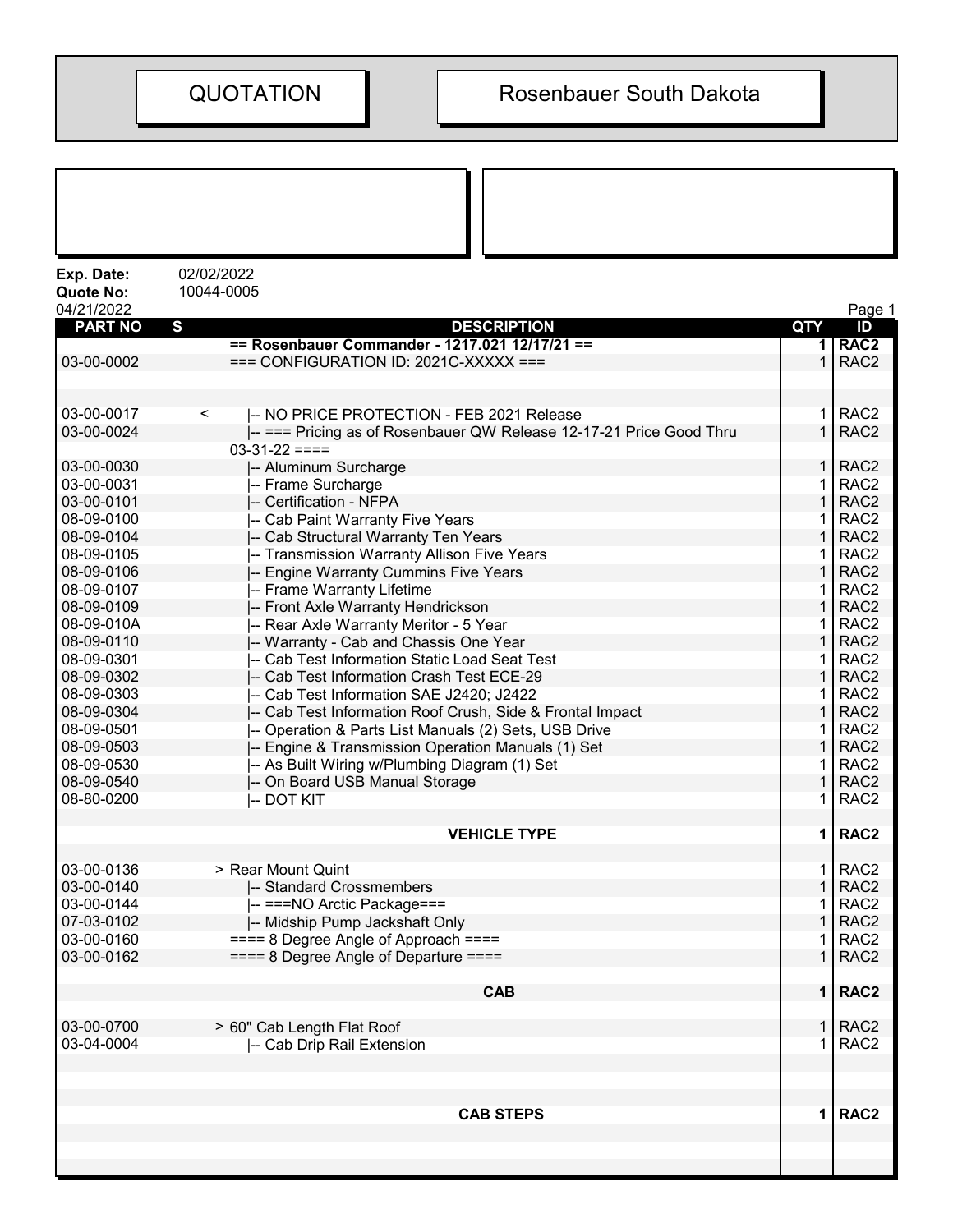| QUOTATION | Rosenbauer South Dakota |
|---|---|

**Exp. Date:** 02/02/2022
**Quote No:** 10044-0005
04/21/2022

| PART NO | S | DESCRIPTION | QTY | ID |
|---|---|---|---|---|
| | | **== Rosenbauer Commander - 1217.021 12/17/21 ==** | **1** | **RAC2** |
| 03-00-0002 | | === CONFIGURATION ID: 2021C-XXXXX === | 1 | RAC2 |
| | | | | |
| | | | | |
| 03-00-0017 | < | \|-- NO PRICE PROTECTION - FEB 2021 Release | 1 | RAC2 |
| 03-00-0024 | | \|-- === Pricing as of Rosenbauer QW Release 12-17-21 Price Good Thru 03-31-22 ==== | 1 | RAC2 |
| 03-00-0030 | | \|-- Aluminum Surcharge | 1 | RAC2 |
| 03-00-0031 | | \|-- Frame Surcharge | 1 | RAC2 |
| 03-00-0101 | | \|-- Certification - NFPA | 1 | RAC2 |
| 08-09-0100 | | \|-- Cab Paint Warranty Five Years | 1 | RAC2 |
| 08-09-0104 | | \|-- Cab Structural Warranty Ten Years | 1 | RAC2 |
| 08-09-0105 | | \|-- Transmission Warranty Allison Five Years | 1 | RAC2 |
| 08-09-0106 | | \|-- Engine Warranty Cummins Five Years | 1 | RAC2 |
| 08-09-0107 | | \|-- Frame Warranty Lifetime | 1 | RAC2 |
| 08-09-0109 | | \|-- Front Axle Warranty Hendrickson | 1 | RAC2 |
| 08-09-010A | | \|-- Rear Axle Warranty Meritor - 5 Year | 1 | RAC2 |
| 08-09-0110 | | \|-- Warranty - Cab and Chassis One Year | 1 | RAC2 |
| 08-09-0301 | | \|-- Cab Test Information Static Load Seat Test | 1 | RAC2 |
| 08-09-0302 | | \|-- Cab Test Information Crash Test ECE-29 | 1 | RAC2 |
| 08-09-0303 | | \|-- Cab Test Information SAE J2420; J2422 | 1 | RAC2 |
| 08-09-0304 | | \|-- Cab Test Information Roof Crush, Side & Frontal Impact | 1 | RAC2 |
| 08-09-0501 | | \|-- Operation & Parts List Manuals (2) Sets, USB Drive | 1 | RAC2 |
| 08-09-0503 | | \|-- Engine & Transmission Operation Manuals (1) Set | 1 | RAC2 |
| 08-09-0530 | | \|-- As Built Wiring w/Plumbing Diagram (1) Set | 1 | RAC2 |
| 08-09-0540 | | \|-- On Board USB Manual Storage | 1 | RAC2 |
| 08-80-0200 | | \|-- DOT KIT | 1 | RAC2 |
| | | | | |
| | | **VEHICLE TYPE** | **1** | **RAC2** |
| | | | | |
| 03-00-0136 | | > Rear Mount Quint | 1 | RAC2 |
| 03-00-0140 | | \|-- Standard Crossmembers | 1 | RAC2 |
| 03-00-0144 | | \|-- ===NO Arctic Package=== | 1 | RAC2 |
| 07-03-0102 | | \|-- Midship Pump Jackshaft Only | 1 | RAC2 |
| 03-00-0160 | | ==== 8 Degree Angle of Approach ==== | 1 | RAC2 |
| 03-00-0162 | | ==== 8 Degree Angle of Departure ==== | 1 | RAC2 |
| | | | | |
| | | **CAB** | **1** | **RAC2** |
| | | | | |
| 03-00-0700 | | > 60" Cab Length Flat Roof | 1 | RAC2 |
| 03-04-0004 | | \|-- Cab Drip Rail Extension | 1 | RAC2 |
| | | | | |
| | | | | |
| | | | | |
| | | **CAB STEPS** | **1** | **RAC2** |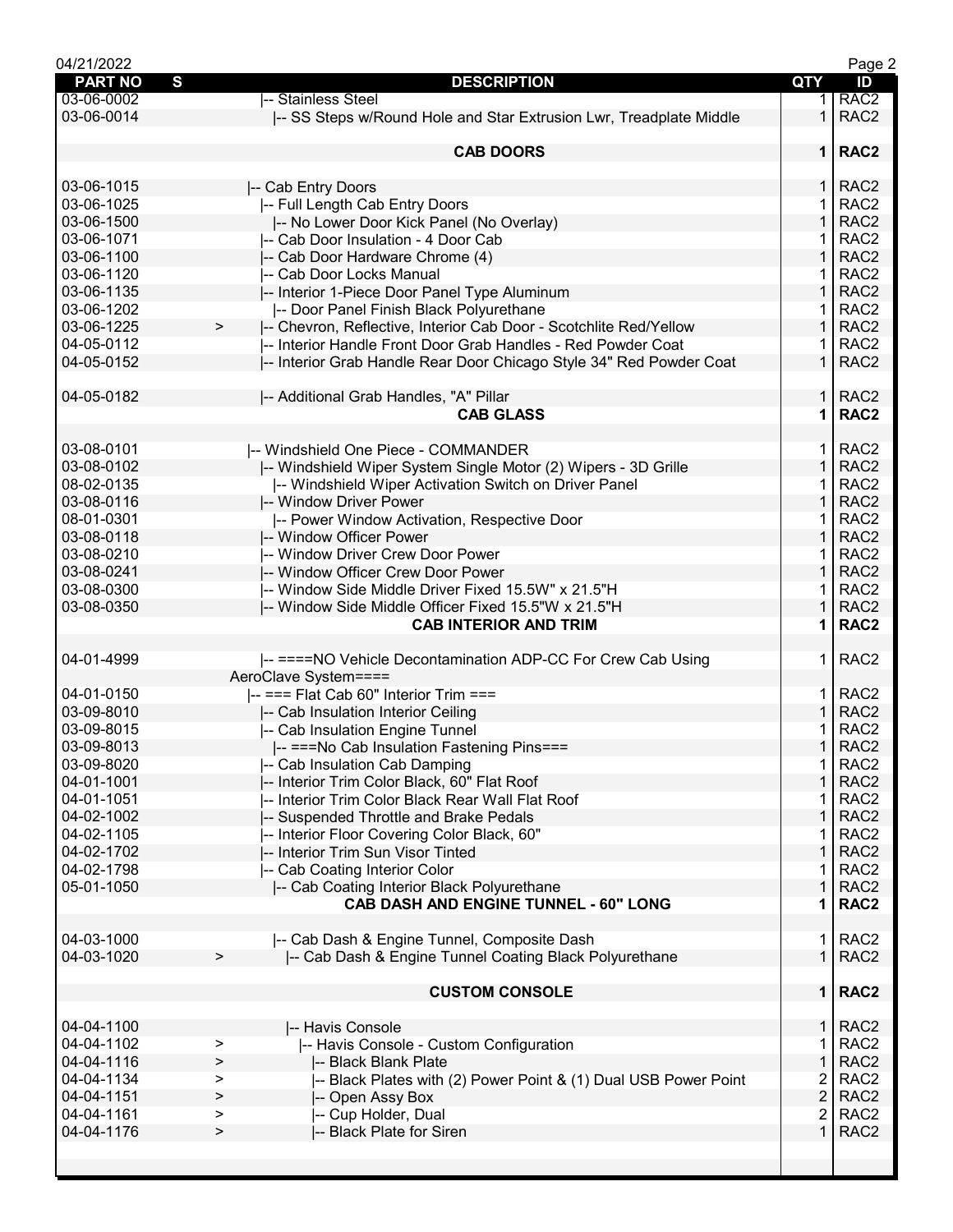| PART NO | S | DESCRIPTION | QTY | ID |
|---|---|---|---|---|
| 03-06-0002 | | \|-- Stainless Steel | 1 | RAC2 |
| 03-06-0014 | | \|-- SS Steps w/Round Hole and Star Extrusion Lwr, Treadplate Middle | 1 | RAC2 |
| | | | | |
| | | **CAB DOORS** | **1** | **RAC2** |
| | | | | |
| 03-06-1015 | | \|-- Cab Entry Doors | 1 | RAC2 |
| 03-06-1025 | | \|-- Full Length Cab Entry Doors | 1 | RAC2 |
| 03-06-1500 | | \|-- No Lower Door Kick Panel (No Overlay) | 1 | RAC2 |
| 03-06-1071 | | \|-- Cab Door Insulation - 4 Door Cab | 1 | RAC2 |
| 03-06-1100 | | \|-- Cab Door Hardware Chrome (4) | 1 | RAC2 |
| 03-06-1120 | | \|-- Cab Door Locks Manual | 1 | RAC2 |
| 03-06-1135 | | \|-- Interior 1-Piece Door Panel Type Aluminum | 1 | RAC2 |
| 03-06-1202 | | \|-- Door Panel Finish Black Polyurethane | 1 | RAC2 |
| 03-06-1225 | > | \|-- Chevron, Reflective, Interior Cab Door - Scotchlite Red/Yellow | 1 | RAC2 |
| 04-05-0112 | | \|-- Interior Handle Front Door Grab Handles - Red Powder Coat | 1 | RAC2 |
| 04-05-0152 | | \|-- Interior Grab Handle Rear Door Chicago Style 34" Red Powder Coat | 1 | RAC2 |
| | | | | |
| 04-05-0182 | | \|-- Additional Grab Handles, "A" Pillar | 1 | RAC2 |
| | | **CAB GLASS** | **1** | **RAC2** |
| | | | | |
| 03-08-0101 | | \|-- Windshield One Piece - COMMANDER | 1 | RAC2 |
| 03-08-0102 | | \|-- Windshield Wiper System Single Motor (2) Wipers - 3D Grille | 1 | RAC2 |
| 08-02-0135 | | \|-- Windshield Wiper Activation Switch on Driver Panel | 1 | RAC2 |
| 03-08-0116 | | \|-- Window Driver Power | 1 | RAC2 |
| 08-01-0301 | | \|-- Power Window Activation, Respective Door | 1 | RAC2 |
| 03-08-0118 | | \|-- Window Officer Power | 1 | RAC2 |
| 03-08-0210 | | \|-- Window Driver Crew Door Power | 1 | RAC2 |
| 03-08-0241 | | \|-- Window Officer Crew Door Power | 1 | RAC2 |
| 03-08-0300 | | \|-- Window Side Middle Driver Fixed 15.5W" x 21.5"H | 1 | RAC2 |
| 03-08-0350 | | \|-- Window Side Middle Officer Fixed 15.5"W x 21.5"H | 1 | RAC2 |
| | | **CAB INTERIOR AND TRIM** | **1** | **RAC2** |
| | | | | |
| 04-01-4999 | | \|-- ====NO Vehicle Decontamination ADP-CC For Crew Cab Using AeroClave System==== | 1 | RAC2 |
| 04-01-0150 | | \|-- === Flat Cab 60" Interior Trim === | 1 | RAC2 |
| 03-09-8010 | | \|-- Cab Insulation Interior Ceiling | 1 | RAC2 |
| 03-09-8015 | | \|-- Cab Insulation Engine Tunnel | 1 | RAC2 |
| 03-09-8013 | | \|-- ===No Cab Insulation Fastening Pins=== | 1 | RAC2 |
| 03-09-8020 | | \|-- Cab Insulation Cab Damping | 1 | RAC2 |
| 04-01-1001 | | \|-- Interior Trim Color Black, 60" Flat Roof | 1 | RAC2 |
| 04-01-1051 | | \|-- Interior Trim Color Black Rear Wall Flat Roof | 1 | RAC2 |
| 04-02-1002 | | \|-- Suspended Throttle and Brake Pedals | 1 | RAC2 |
| 04-02-1105 | | \|-- Interior Floor Covering Color Black, 60" | 1 | RAC2 |
| 04-02-1702 | | \|-- Interior Trim Sun Visor Tinted | 1 | RAC2 |
| 04-02-1798 | | \|-- Cab Coating Interior Color | 1 | RAC2 |
| 05-01-1050 | | \|-- Cab Coating Interior Black Polyurethane | 1 | RAC2 |
| | | **CAB DASH AND ENGINE TUNNEL - 60" LONG** | **1** | **RAC2** |
| | | | | |
| 04-03-1000 | | \|-- Cab Dash & Engine Tunnel, Composite Dash | 1 | RAC2 |
| 04-03-1020 | > | \|-- Cab Dash & Engine Tunnel Coating Black Polyurethane | 1 | RAC2 |
| | | | | |
| | | **CUSTOM CONSOLE** | **1** | **RAC2** |
| | | | | |
| 04-04-1100 | | \|-- Havis Console | 1 | RAC2 |
| 04-04-1102 | > | \|-- Havis Console - Custom Configuration | 1 | RAC2 |
| 04-04-1116 | > | \|-- Black Blank Plate | 1 | RAC2 |
| 04-04-1134 | > | \|-- Black Plates with (2) Power Point & (1) Dual USB Power Point | 2 | RAC2 |
| 04-04-1151 | > | \|-- Open Assy Box | 2 | RAC2 |
| 04-04-1161 | > | \|-- Cup Holder, Dual | 2 | RAC2 |
| 04-04-1176 | > | \|-- Black Plate for Siren | 1 | RAC2 |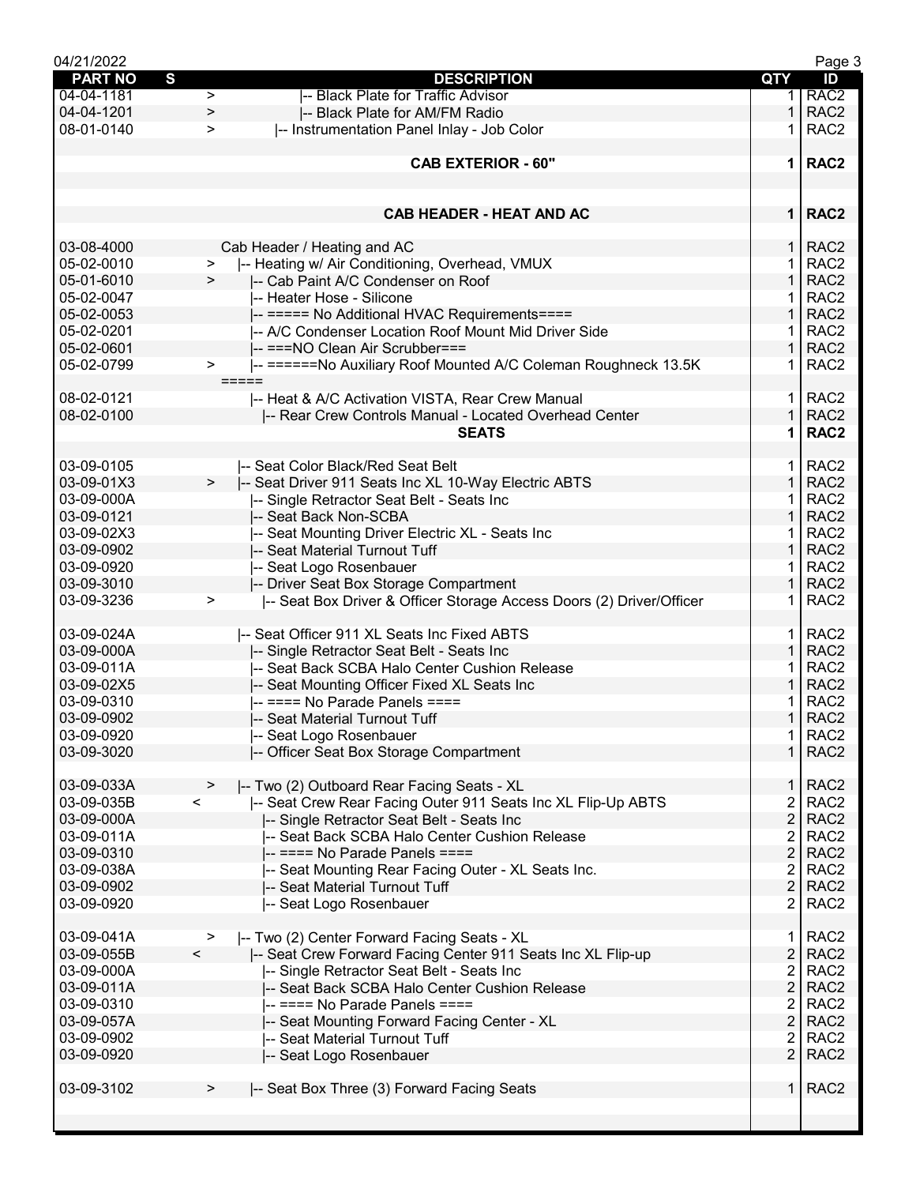| PART NO | S | DESCRIPTION | QTY | ID |
|---|---|---|---|---|
| 04-04-1181 | > | \|-- Black Plate for Traffic Advisor | 1 | RAC2 |
| 04-04-1201 | > | \|-- Black Plate for AM/FM Radio | 1 | RAC2 |
| 08-01-0140 | > | \|-- Instrumentation Panel Inlay - Job Color | 1 | RAC2 |
| | | | | |
| | | **CAB EXTERIOR - 60"** | **1** | **RAC2** |
| | | | | |
| | | | | |
| | | **CAB HEADER - HEAT AND AC** | **1** | **RAC2** |
| | | | | |
| 03-08-4000 | | Cab Header / Heating and AC | 1 | RAC2 |
| 05-02-0010 | > | \|-- Heating w/ Air Conditioning, Overhead, VMUX | 1 | RAC2 |
| 05-01-6010 | > | \|-- Cab Paint A/C Condenser on Roof | 1 | RAC2 |
| 05-02-0047 | | \|-- Heater Hose - Silicone | 1 | RAC2 |
| 05-02-0053 | | \|-- ===== No Additional HVAC Requirements==== | 1 | RAC2 |
| 05-02-0201 | | \|-- A/C Condenser Location Roof Mount Mid Driver Side | 1 | RAC2 |
| 05-02-0601 | | \|-- ===NO Clean Air Scrubber=== | 1 | RAC2 |
| 05-02-0799 | > | \|-- ======No Auxiliary Roof Mounted A/C Coleman Roughneck 13.5K ===== | 1 | RAC2 |
| 08-02-0121 | | \|-- Heat & A/C Activation VISTA, Rear Crew Manual | 1 | RAC2 |
| 08-02-0100 | | \|-- Rear Crew Controls Manual - Located Overhead Center | 1 | RAC2 |
| | | **SEATS** | **1** | **RAC2** |
| | | | | |
| 03-09-0105 | | \|-- Seat Color Black/Red Seat Belt | 1 | RAC2 |
| 03-09-01X3 | > | \|-- Seat Driver 911 Seats Inc XL 10-Way Electric ABTS | 1 | RAC2 |
| 03-09-000A | | \|-- Single Retractor Seat Belt - Seats Inc | 1 | RAC2 |
| 03-09-0121 | | \|-- Seat Back Non-SCBA | 1 | RAC2 |
| 03-09-02X3 | | \|-- Seat Mounting Driver Electric XL - Seats Inc | 1 | RAC2 |
| 03-09-0902 | | \|-- Seat Material Turnout Tuff | 1 | RAC2 |
| 03-09-0920 | | \|-- Seat Logo Rosenbauer | 1 | RAC2 |
| 03-09-3010 | | \|-- Driver Seat Box Storage Compartment | 1 | RAC2 |
| 03-09-3236 | > | \|-- Seat Box Driver & Officer Storage Access Doors (2) Driver/Officer | 1 | RAC2 |
| | | | | |
| 03-09-024A | | \|-- Seat Officer 911 XL Seats Inc Fixed ABTS | 1 | RAC2 |
| 03-09-000A | | \|-- Single Retractor Seat Belt - Seats Inc | 1 | RAC2 |
| 03-09-011A | | \|-- Seat Back SCBA Halo Center Cushion Release | 1 | RAC2 |
| 03-09-02X5 | | \|-- Seat Mounting Officer Fixed XL Seats Inc | 1 | RAC2 |
| 03-09-0310 | | \|-- ==== No Parade Panels ==== | 1 | RAC2 |
| 03-09-0902 | | \|-- Seat Material Turnout Tuff | 1 | RAC2 |
| 03-09-0920 | | \|-- Seat Logo Rosenbauer | 1 | RAC2 |
| 03-09-3020 | | \|-- Officer Seat Box Storage Compartment | 1 | RAC2 |
| | | | | |
| 03-09-033A | > | \|-- Two (2) Outboard Rear Facing Seats - XL | 1 | RAC2 |
| 03-09-035B | < | \|-- Seat Crew Rear Facing Outer 911 Seats Inc XL Flip-Up ABTS | 2 | RAC2 |
| 03-09-000A | | \|-- Single Retractor Seat Belt - Seats Inc | 2 | RAC2 |
| 03-09-011A | | \|-- Seat Back SCBA Halo Center Cushion Release | 2 | RAC2 |
| 03-09-0310 | | \|-- ==== No Parade Panels ==== | 2 | RAC2 |
| 03-09-038A | | \|-- Seat Mounting Rear Facing Outer - XL Seats Inc. | 2 | RAC2 |
| 03-09-0902 | | \|-- Seat Material Turnout Tuff | 2 | RAC2 |
| 03-09-0920 | | \|-- Seat Logo Rosenbauer | 2 | RAC2 |
| | | | | |
| 03-09-041A | > | \|-- Two (2) Center Forward Facing Seats - XL | 1 | RAC2 |
| 03-09-055B | < | \|-- Seat Crew Forward Facing Center 911 Seats Inc XL Flip-up | 2 | RAC2 |
| 03-09-000A | | \|-- Single Retractor Seat Belt - Seats Inc | 2 | RAC2 |
| 03-09-011A | | \|-- Seat Back SCBA Halo Center Cushion Release | 2 | RAC2 |
| 03-09-0310 | | \|-- ==== No Parade Panels ==== | 2 | RAC2 |
| 03-09-057A | | \|-- Seat Mounting Forward Facing Center - XL | 2 | RAC2 |
| 03-09-0902 | | \|-- Seat Material Turnout Tuff | 2 | RAC2 |
| 03-09-0920 | | \|-- Seat Logo Rosenbauer | 2 | RAC2 |
| | | | | |
| 03-09-3102 | > | \|-- Seat Box Three (3) Forward Facing Seats | 1 | RAC2 |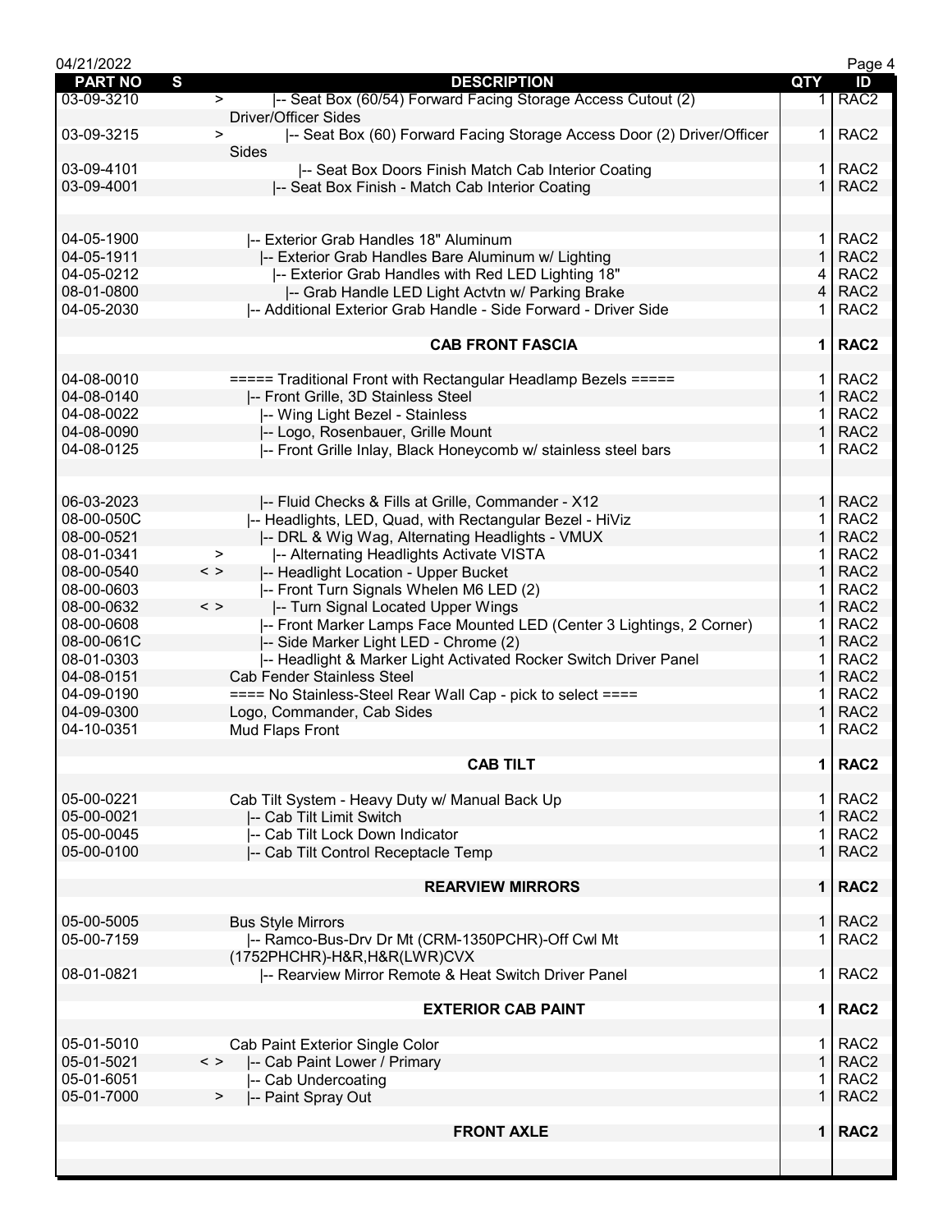| PART NO | S | DESCRIPTION | QTY | ID |
|---|---|---|---|---|
| 03-09-3210 | > | \|-- Seat Box (60/54) Forward Facing Storage Access Cutout (2) Driver/Officer Sides | 1 | RAC2 |
| 03-09-3215 | > | \|-- Seat Box (60) Forward Facing Storage Access Door (2) Driver/Officer Sides | 1 | RAC2 |
| 03-09-4101 | | \|-- Seat Box Doors Finish Match Cab Interior Coating | 1 | RAC2 |
| 03-09-4001 | | \|-- Seat Box Finish - Match Cab Interior Coating | 1 | RAC2 |
| | | | | |
| 04-05-1900 | | \|-- Exterior Grab Handles 18" Aluminum | 1 | RAC2 |
| 04-05-1911 | | \|-- Exterior Grab Handles Bare Aluminum w/ Lighting | 1 | RAC2 |
| 04-05-0212 | | \|-- Exterior Grab Handles with Red LED Lighting 18" | 4 | RAC2 |
| 08-01-0800 | | \|-- Grab Handle LED Light Actvtn w/ Parking Brake | 4 | RAC2 |
| 04-05-2030 | | \|-- Additional Exterior Grab Handle - Side Forward - Driver Side | 1 | RAC2 |
| | | **CAB FRONT FASCIA** | **1** | **RAC2** |
| 04-08-0010 | | ===== Traditional Front with Rectangular Headlamp Bezels ===== | 1 | RAC2 |
| 04-08-0140 | | \|-- Front Grille, 3D Stainless Steel | 1 | RAC2 |
| 04-08-0022 | | \|-- Wing Light Bezel - Stainless | 1 | RAC2 |
| 04-08-0090 | | \|-- Logo, Rosenbauer, Grille Mount | 1 | RAC2 |
| 04-08-0125 | | \|-- Front Grille Inlay, Black Honeycomb w/ stainless steel bars | 1 | RAC2 |
| | | | | |
| 06-03-2023 | | \|-- Fluid Checks & Fills at Grille, Commander - X12 | 1 | RAC2 |
| 08-00-050C | | \|-- Headlights, LED, Quad, with Rectangular Bezel - HiViz | 1 | RAC2 |
| 08-00-0521 | | \|-- DRL & Wig Wag, Alternating Headlights - VMUX | 1 | RAC2 |
| 08-01-0341 | > | \|-- Alternating Headlights Activate VISTA | 1 | RAC2 |
| 08-00-0540 | < > | \|-- Headlight Location - Upper Bucket | 1 | RAC2 |
| 08-00-0603 | | \|-- Front Turn Signals Whelen M6 LED (2) | 1 | RAC2 |
| 08-00-0632 | < > | \|-- Turn Signal Located Upper Wings | 1 | RAC2 |
| 08-00-0608 | | \|-- Front Marker Lamps Face Mounted LED (Center 3 Lightings, 2 Corner) | 1 | RAC2 |
| 08-00-061C | | \|-- Side Marker Light LED - Chrome (2) | 1 | RAC2 |
| 08-01-0303 | | \|-- Headlight & Marker Light Activated Rocker Switch Driver Panel | 1 | RAC2 |
| 04-08-0151 | | Cab Fender Stainless Steel | 1 | RAC2 |
| 04-09-0190 | | ==== No Stainless-Steel Rear Wall Cap - pick to select ==== | 1 | RAC2 |
| 04-09-0300 | | Logo, Commander, Cab Sides | 1 | RAC2 |
| 04-10-0351 | | Mud Flaps Front | 1 | RAC2 |
| | | **CAB TILT** | **1** | **RAC2** |
| 05-00-0221 | | Cab Tilt System - Heavy Duty w/ Manual Back Up | 1 | RAC2 |
| 05-00-0021 | | \|-- Cab Tilt Limit Switch | 1 | RAC2 |
| 05-00-0045 | | \|-- Cab Tilt Lock Down Indicator | 1 | RAC2 |
| 05-00-0100 | | \|-- Cab Tilt Control Receptacle Temp | 1 | RAC2 |
| | | **REARVIEW MIRRORS** | **1** | **RAC2** |
| 05-00-5005 | | Bus Style Mirrors | 1 | RAC2 |
| 05-00-7159 | | \|-- Ramco-Bus-Drv Dr Mt (CRM-1350PCHR)-Off Cwl Mt (1752PHCHR)-H&R,H&R(LWR)CVX | 1 | RAC2 |
| 08-01-0821 | | \|-- Rearview Mirror Remote & Heat Switch Driver Panel | 1 | RAC2 |
| | | **EXTERIOR CAB PAINT** | **1** | **RAC2** |
| 05-01-5010 | | Cab Paint Exterior Single Color | 1 | RAC2 |
| 05-01-5021 | < > | \|-- Cab Paint Lower / Primary | 1 | RAC2 |
| 05-01-6051 | | \|-- Cab Undercoating | 1 | RAC2 |
| 05-01-7000 | > | \|-- Paint Spray Out | 1 | RAC2 |
| | | **FRONT AXLE** | **1** | **RAC2** |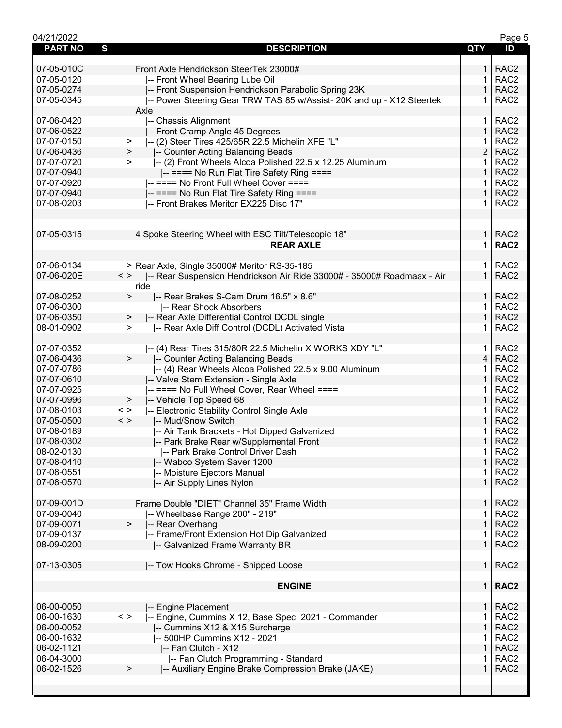| PART NO | S | DESCRIPTION | QTY | ID |
|---|---|---|---|---|
| 07-05-010C | | Front Axle Hendrickson SteerTek 23000# | 1 | RAC2 |
| 07-05-0120 | | \|-- Front Wheel Bearing Lube Oil | 1 | RAC2 |
| 07-05-0274 | | \|-- Front Suspension Hendrickson Parabolic Spring 23K | 1 | RAC2 |
| 07-05-0345 | | \|-- Power Steering Gear TRW TAS 85 w/Assist- 20K and up - X12 Steertek Axle | 1 | RAC2 |
| 07-06-0420 | | \|-- Chassis Alignment | 1 | RAC2 |
| 07-06-0522 | | \|-- Front Cramp Angle 45 Degrees | 1 | RAC2 |
| 07-07-0150 | > | \|-- (2) Steer Tires 425/65R 22.5 Michelin XFE "L" | 1 | RAC2 |
| 07-06-0436 | > | \|-- Counter Acting Balancing Beads | 2 | RAC2 |
| 07-07-0720 | > | \|-- (2) Front Wheels Alcoa Polished 22.5 x 12.25 Aluminum | 1 | RAC2 |
| 07-07-0940 | | \|-- ==== No Run Flat Tire Safety Ring ==== | 1 | RAC2 |
| 07-07-0920 | | \|-- ==== No Front Full Wheel Cover ==== | 1 | RAC2 |
| 07-07-0940 | | \|-- ==== No Run Flat Tire Safety Ring ==== | 1 | RAC2 |
| 07-08-0203 | | \|-- Front Brakes Meritor EX225 Disc 17" | 1 | RAC2 |
| | | | | |
| 07-05-0315 | | 4 Spoke Steering Wheel with ESC Tilt/Telescopic 18" | 1 | RAC2 |
| | | **REAR AXLE** | **1** | **RAC2** |
| 07-06-0134 | | > Rear Axle, Single 35000# Meritor RS-35-185 | 1 | RAC2 |
| 07-06-020E | < > | \|-- Rear Suspension Hendrickson Air Ride 33000# - 35000# Roadmaax - Air ride | 1 | RAC2 |
| 07-08-0252 | > | \|-- Rear Brakes S-Cam Drum 16.5" x 8.6" | 1 | RAC2 |
| 07-06-0300 | | \|-- Rear Shock Absorbers | 1 | RAC2 |
| 07-06-0350 | > | \|-- Rear Axle Differential Control DCDL single | 1 | RAC2 |
| 08-01-0902 | > | \|-- Rear Axle Diff Control (DCDL) Activated Vista | 1 | RAC2 |
| | | | | |
| 07-07-0352 | | \|-- (4) Rear Tires 315/80R 22.5 Michelin X WORKS XDY "L" | 1 | RAC2 |
| 07-06-0436 | > | \|-- Counter Acting Balancing Beads | 4 | RAC2 |
| 07-07-0786 | | \|-- (4) Rear Wheels Alcoa Polished 22.5 x 9.00 Aluminum | 1 | RAC2 |
| 07-07-0610 | | \|-- Valve Stem Extension - Single Axle | 1 | RAC2 |
| 07-07-0925 | | \|-- ==== No Full Wheel Cover, Rear Wheel ==== | 1 | RAC2 |
| 07-07-0996 | > | \|-- Vehicle Top Speed 68 | 1 | RAC2 |
| 07-08-0103 | < > | \|-- Electronic Stability Control Single Axle | 1 | RAC2 |
| 07-05-0500 | < > | \|-- Mud/Snow Switch | 1 | RAC2 |
| 07-08-0189 | | \|-- Air Tank Brackets - Hot Dipped Galvanized | 1 | RAC2 |
| 07-08-0302 | | \|-- Park Brake Rear w/Supplemental Front | 1 | RAC2 |
| 08-02-0130 | | \|-- Park Brake Control Driver Dash | 1 | RAC2 |
| 07-08-0410 | | \|-- Wabco System Saver 1200 | 1 | RAC2 |
| 07-08-0551 | | \|-- Moisture Ejectors Manual | 1 | RAC2 |
| 07-08-0570 | | \|-- Air Supply Lines Nylon | 1 | RAC2 |
| | | | | |
| 07-09-001D | | Frame Double "DIET" Channel 35" Frame Width | 1 | RAC2 |
| 07-09-0040 | | \|-- Wheelbase Range 200" - 219" | 1 | RAC2 |
| 07-09-0071 | > | \|-- Rear Overhang | 1 | RAC2 |
| 07-09-0137 | | \|-- Frame/Front Extension Hot Dip Galvanized | 1 | RAC2 |
| 08-09-0200 | | \|-- Galvanized Frame Warranty BR | 1 | RAC2 |
| | | | | |
| 07-13-0305 | | \|-- Tow Hooks Chrome - Shipped Loose | 1 | RAC2 |
| | | **ENGINE** | **1** | **RAC2** |
| 06-00-0050 | | \|-- Engine Placement | 1 | RAC2 |
| 06-00-1630 | < > | \|-- Engine, Cummins X 12, Base Spec, 2021 - Commander | 1 | RAC2 |
| 06-00-0052 | | \|-- Cummins X12 & X15 Surcharge | 1 | RAC2 |
| 06-00-1632 | | \|-- 500HP Cummins X12 - 2021 | 1 | RAC2 |
| 06-02-1121 | | \|-- Fan Clutch - X12 | 1 | RAC2 |
| 06-04-3000 | | \|-- Fan Clutch Programming - Standard | 1 | RAC2 |
| 06-02-1526 | > | \|-- Auxiliary Engine Brake Compression Brake (JAKE) | 1 | RAC2 |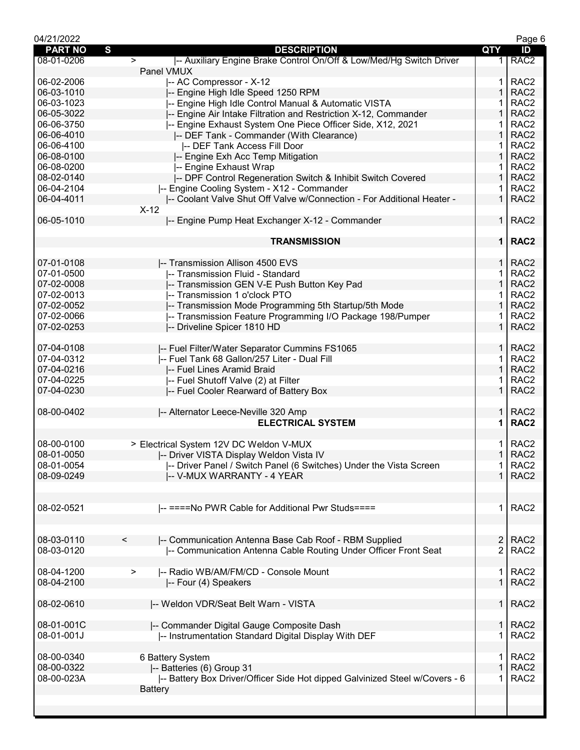| PART NO | S | DESCRIPTION | QTY | ID |
|---|---|---|---|---|
| 08-01-0206 | > | \|-- Auxiliary Engine Brake Control On/Off & Low/Med/Hg Switch Driver Panel VMUX | 1 | RAC2 |
| 06-02-2006 | | \|-- AC Compressor - X-12 | 1 | RAC2 |
| 06-03-1010 | | \|-- Engine High Idle Speed 1250 RPM | 1 | RAC2 |
| 06-03-1023 | | \|-- Engine High Idle Control Manual & Automatic VISTA | 1 | RAC2 |
| 06-05-3022 | | \|-- Engine Air Intake Filtration and Restriction X-12, Commander | 1 | RAC2 |
| 06-06-3750 | | \|-- Engine Exhaust System One Piece Officer Side, X12, 2021 | 1 | RAC2 |
| 06-06-4010 | | \|-- DEF Tank - Commander (With Clearance) | 1 | RAC2 |
| 06-06-4100 | | \|-- DEF Tank Access Fill Door | 1 | RAC2 |
| 06-08-0100 | | \|-- Engine Exh Acc Temp Mitigation | 1 | RAC2 |
| 06-08-0200 | | \|-- Engine Exhaust Wrap | 1 | RAC2 |
| 08-02-0140 | | \|-- DPF Control Regeneration Switch & Inhibit Switch Covered | 1 | RAC2 |
| 06-04-2104 | | \|-- Engine Cooling System - X12 - Commander | 1 | RAC2 |
| 06-04-4011 | | \|-- Coolant Valve Shut Off Valve w/Connection - For Additional Heater - X-12 | 1 | RAC2 |
| 06-05-1010 | | \|-- Engine Pump Heat Exchanger X-12 - Commander | 1 | RAC2 |
| | | | | |
| | | **TRANSMISSION** | **1** | **RAC2** |
| | | | | |
| 07-01-0108 | | \|-- Transmission Allison 4500 EVS | 1 | RAC2 |
| 07-01-0500 | | \|-- Transmission Fluid - Standard | 1 | RAC2 |
| 07-02-0008 | | \|-- Transmission GEN V-E Push Button Key Pad | 1 | RAC2 |
| 07-02-0013 | | \|-- Transmission 1 o'clock PTO | 1 | RAC2 |
| 07-02-0052 | | \|-- Transmission Mode Programming 5th Startup/5th Mode | 1 | RAC2 |
| 07-02-0066 | | \|-- Transmission Feature Programming I/O Package 198/Pumper | 1 | RAC2 |
| 07-02-0253 | | \|-- Driveline Spicer 1810 HD | 1 | RAC2 |
| | | | | |
| 07-04-0108 | | \|-- Fuel Filter/Water Separator Cummins FS1065 | 1 | RAC2 |
| 07-04-0312 | | \|-- Fuel Tank 68 Gallon/257 Liter - Dual Fill | 1 | RAC2 |
| 07-04-0216 | | \|-- Fuel Lines Aramid Braid | 1 | RAC2 |
| 07-04-0225 | | \|-- Fuel Shutoff Valve (2) at Filter | 1 | RAC2 |
| 07-04-0230 | | \|-- Fuel Cooler Rearward of Battery Box | 1 | RAC2 |
| | | | | |
| 08-00-0402 | | \|-- Alternator Leece-Neville 320 Amp | 1 | RAC2 |
| | | **ELECTRICAL SYSTEM** | **1** | **RAC2** |
| | | | | |
| 08-00-0100 | | > Electrical System 12V DC Weldon V-MUX | 1 | RAC2 |
| 08-01-0050 | | \|-- Driver VISTA Display Weldon Vista IV | 1 | RAC2 |
| 08-01-0054 | | \|-- Driver Panel / Switch Panel (6 Switches) Under the Vista Screen | 1 | RAC2 |
| 08-09-0249 | | \|-- V-MUX WARRANTY - 4 YEAR | 1 | RAC2 |
| | | | | |
| | | | | |
| 08-02-0521 | | \|-- ====No PWR Cable for Additional Pwr Studs==== | 1 | RAC2 |
| | | | | |
| | | | | |
| 08-03-0110 | < | \|-- Communication Antenna Base Cab Roof - RBM Supplied | 2 | RAC2 |
| 08-03-0120 | | \|-- Communication Antenna Cable Routing Under Officer Front Seat | 2 | RAC2 |
| | | | | |
| 08-04-1200 | > | \|-- Radio WB/AM/FM/CD - Console Mount | 1 | RAC2 |
| 08-04-2100 | | \|-- Four (4) Speakers | 1 | RAC2 |
| | | | | |
| 08-02-0610 | | \|-- Weldon VDR/Seat Belt Warn - VISTA | 1 | RAC2 |
| | | | | |
| 08-01-001C | | \|-- Commander Digital Gauge Composite Dash | 1 | RAC2 |
| 08-01-001J | | \|-- Instrumentation Standard Digital Display With DEF | 1 | RAC2 |
| | | | | |
| 08-00-0340 | | 6 Battery System | 1 | RAC2 |
| 08-00-0322 | | \|-- Batteries (6) Group 31 | 1 | RAC2 |
| 08-00-023A | | \|-- Battery Box Driver/Officer Side Hot dipped Galvinized Steel w/Covers - 6 Battery | 1 | RAC2 |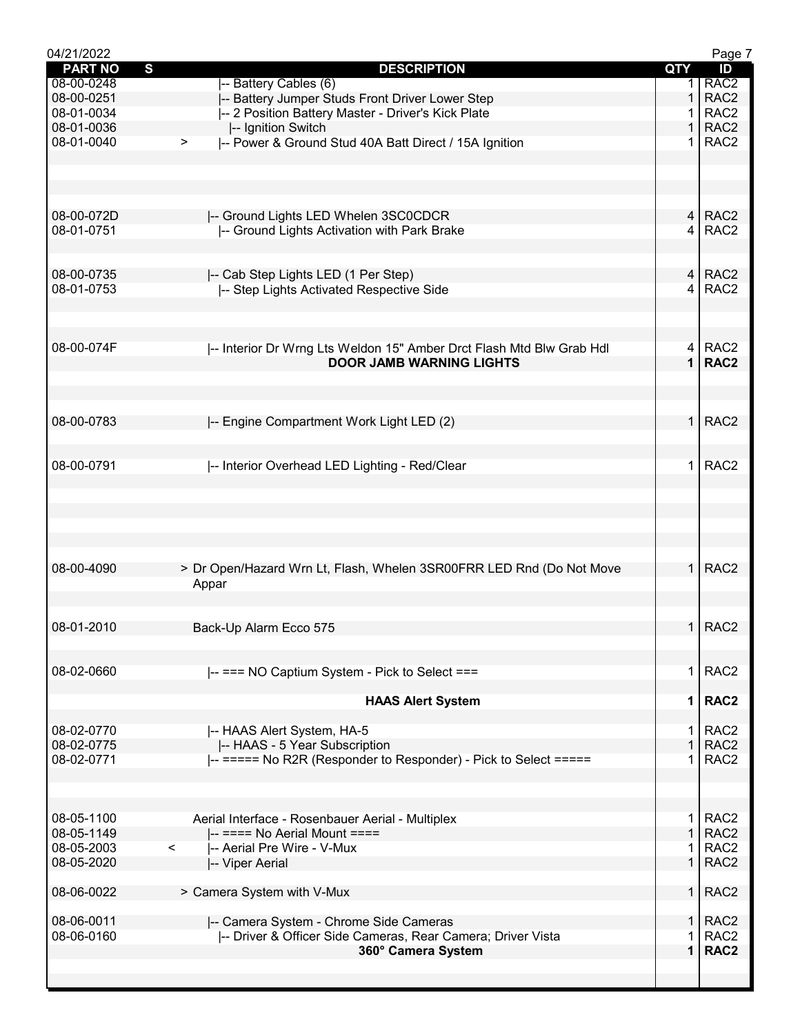| PART NO | S | DESCRIPTION | QTY | ID |
|---|---|---|---|---|
| 08-00-0248 | | \|-- Battery Cables (6) | 1 | RAC2 |
| 08-00-0251 | | \|-- Battery Jumper Studs Front Driver Lower Step | 1 | RAC2 |
| 08-01-0034 | | \|-- 2 Position Battery Master - Driver's Kick Plate | 1 | RAC2 |
| 08-01-0036 | | \|-- Ignition Switch | 1 | RAC2 |
| 08-01-0040 | > | \|-- Power & Ground Stud 40A Batt Direct / 15A Ignition | 1 | RAC2 |
| 08-00-072D | | \|-- Ground Lights LED Whelen 3SC0CDCR | 4 | RAC2 |
| 08-01-0751 | | \|-- Ground Lights Activation with Park Brake | 4 | RAC2 |
| 08-00-0735 | | \|-- Cab Step Lights LED (1 Per Step) | 4 | RAC2 |
| 08-01-0753 | | \|-- Step Lights Activated Respective Side | 4 | RAC2 |
| 08-00-074F | | \|-- Interior Dr Wrng Lts Weldon 15" Amber Drct Flash Mtd Blw Grab Hdl | 4 | RAC2 |
| | | **DOOR JAMB WARNING LIGHTS** | **1** | **RAC2** |
| 08-00-0783 | | \|-- Engine Compartment Work Light LED (2) | 1 | RAC2 |
| 08-00-0791 | | \|-- Interior Overhead LED Lighting - Red/Clear | 1 | RAC2 |
| 08-00-4090 | | > Dr Open/Hazard Wrn Lt, Flash, Whelen 3SR00FRR LED Rnd (Do Not Move Appar | 1 | RAC2 |
| 08-01-2010 | | Back-Up Alarm Ecco 575 | 1 | RAC2 |
| 08-02-0660 | | \|-- === NO Captium System - Pick to Select === | 1 | RAC2 |
| | | **HAAS Alert System** | **1** | **RAC2** |
| 08-02-0770 | | \|-- HAAS Alert System, HA-5 | 1 | RAC2 |
| 08-02-0775 | | \|-- HAAS - 5 Year Subscription | 1 | RAC2 |
| 08-02-0771 | | \|-- ===== No R2R (Responder to Responder) - Pick to Select ===== | 1 | RAC2 |
| 08-05-1100 | | Aerial Interface - Rosenbauer Aerial - Multiplex | 1 | RAC2 |
| 08-05-1149 | | \|-- ==== No Aerial Mount ==== | 1 | RAC2 |
| 08-05-2003 | < | \|-- Aerial Pre Wire - V-Mux | 1 | RAC2 |
| 08-05-2020 | | \|-- Viper Aerial | 1 | RAC2 |
| 08-06-0022 | | > Camera System with V-Mux | 1 | RAC2 |
| 08-06-0011 | | \|-- Camera System - Chrome Side Cameras | 1 | RAC2 |
| 08-06-0160 | | \|-- Driver & Officer Side Cameras, Rear Camera; Driver Vista | 1 | RAC2 |
| | | **360° Camera System** | **1** | **RAC2** |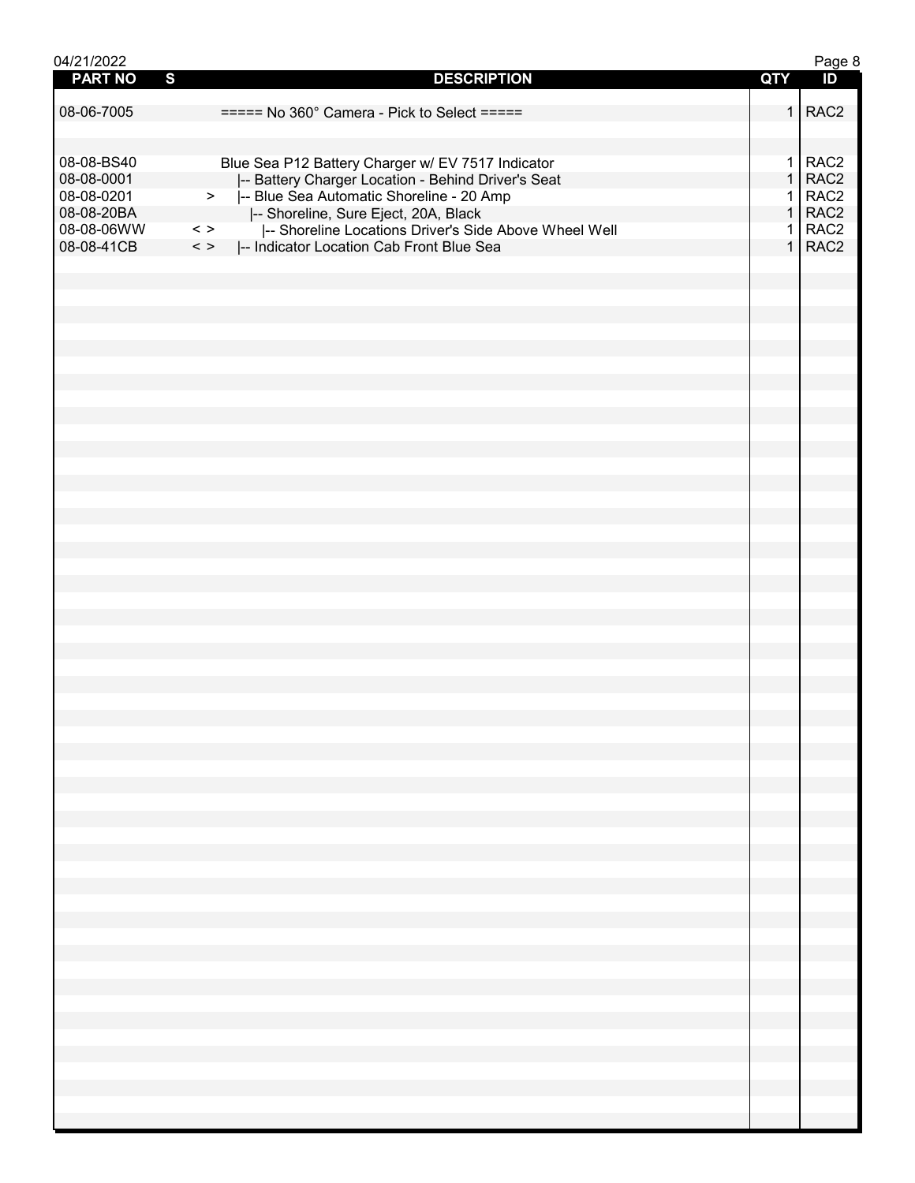| PART NO | S | DESCRIPTION | QTY | ID |
|---|---|---|---|---|
| 08-06-7005 | | ===== No 360° Camera - Pick to Select ===== | 1 | RAC2 |
| | | | | |
| 08-08-BS40 | | Blue Sea P12 Battery Charger w/ EV 7517 Indicator | 1 | RAC2 |
| 08-08-0001 | | \|-- Battery Charger Location - Behind Driver's Seat | 1 | RAC2 |
| 08-08-0201 | > | \|-- Blue Sea Automatic Shoreline - 20 Amp | 1 | RAC2 |
| 08-08-20BA | | \|-- Shoreline, Sure Eject, 20A, Black | 1 | RAC2 |
| 08-08-06WW | < > | \|-- Shoreline Locations Driver's Side Above Wheel Well | 1 | RAC2 |
| 08-08-41CB | < > | \|-- Indicator Location Cab Front Blue Sea | 1 | RAC2 |